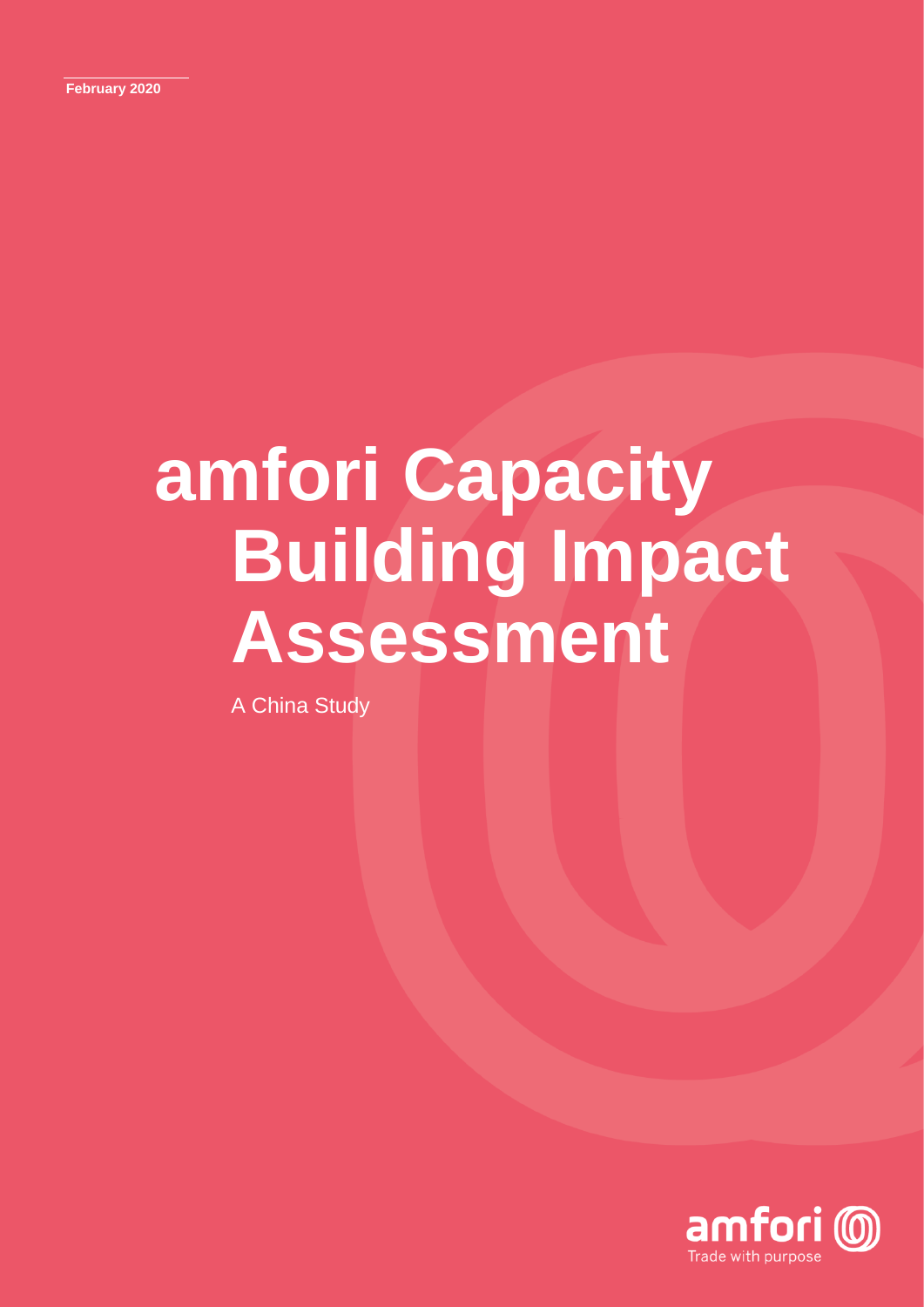February 2020

# amfori Capacity Building Impact Assessment

A China Study

amfori
Trade with purpose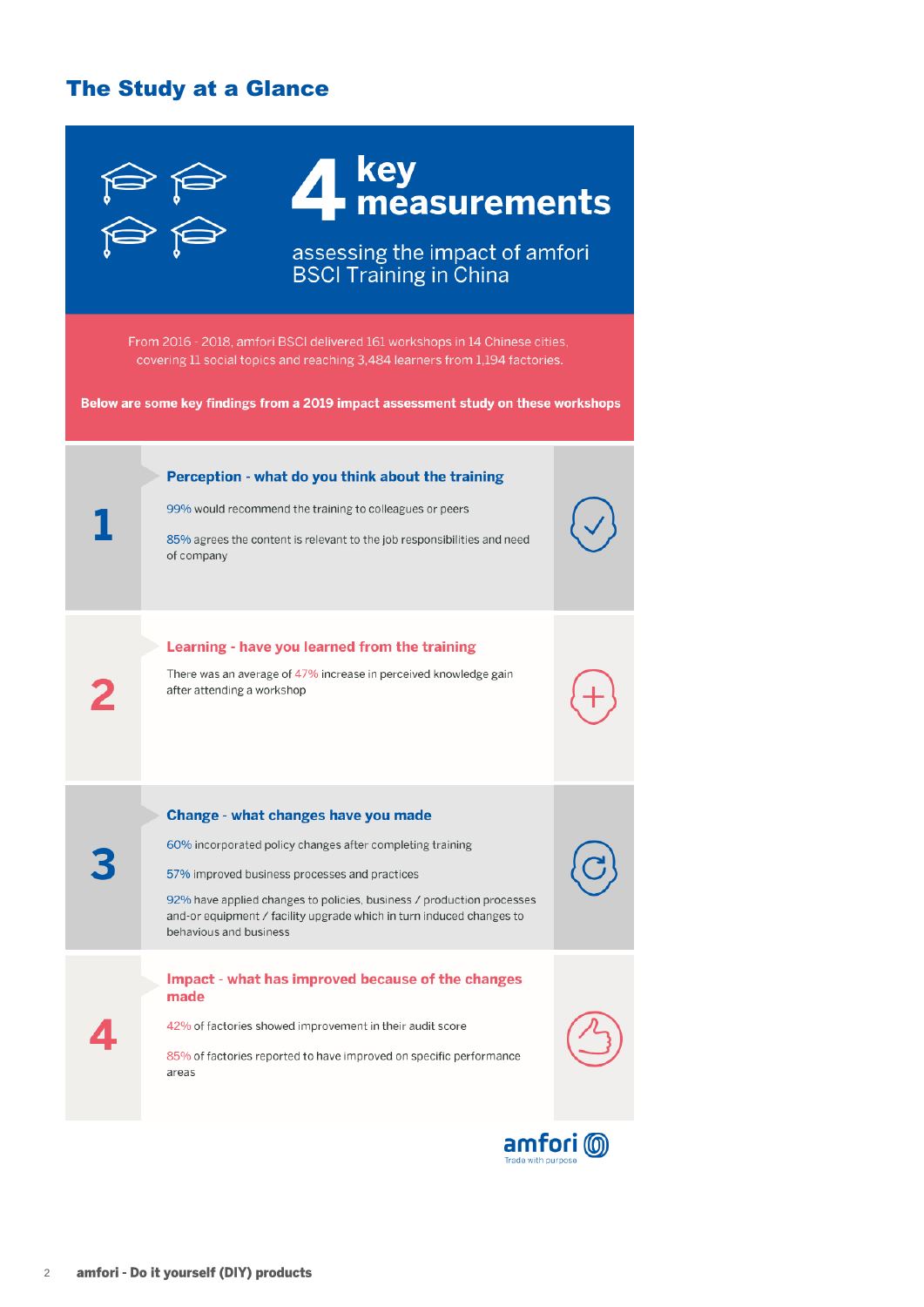## The Study at a Glance

# 4 key measurements

assessing the impact of amfori BSCI Training in China

From 2016 - 2018, amfori BSCI delivered 161 workshops in 14 Chinese cities, covering 11 social topics and reaching 3,484 learners from 1,194 factories.

**Below are some key findings from a 2019 impact assessment study on these workshops**

### 1 Perception - what do you think about the training

99% would recommend the training to colleagues or peers

85% agrees the content is relevant to the job responsibilities and need of company

### 2 Learning - have you learned from the training

There was an average of 47% increase in perceived knowledge gain after attending a workshop

### 3 Change - what changes have you made

60% incorporated policy changes after completing training

57% improved business processes and practices

92% have applied changes to policies, business / production processes and-or equipment / facility upgrade which in turn induced changes to behaviours and business

### 4 Impact - what has improved because of the changes made

42% of factories showed improvement in their audit score

85% of factories reported to have improved on specific performance areas

amfori
Trade with purpose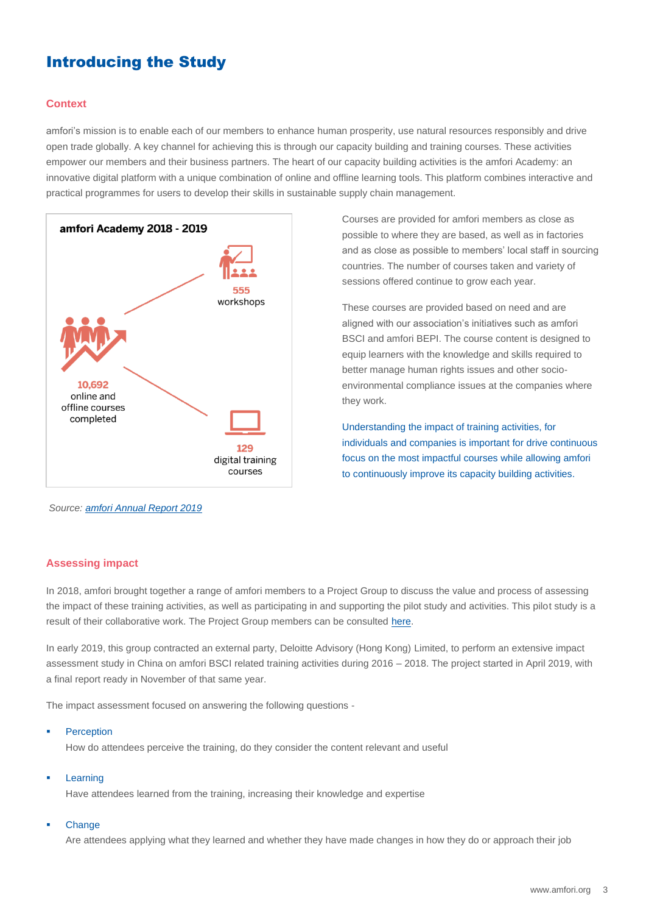# Introducing the Study

## Context

amfori's mission is to enable each of our members to enhance human prosperity, use natural resources responsibly and drive open trade globally. A key channel for achieving this is through our capacity building and training courses. These activities empower our members and their business partners. The heart of our capacity building activities is the amfori Academy: an innovative digital platform with a unique combination of online and offline learning tools. This platform combines interactive and practical programmes for users to develop their skills in sustainable supply chain management.

**amfori Academy 2018 - 2019**

- **10,692** online and offline courses completed
- **555** workshops
- **129** digital training courses

*Source: amfori Annual Report 2019*

Courses are provided for amfori members as close as possible to where they are based, as well as in factories and as close as possible to members' local staff in sourcing countries. The number of courses taken and variety of sessions offered continue to grow each year.

These courses are provided based on need and are aligned with our association's initiatives such as amfori BSCI and amfori BEPI. The course content is designed to equip learners with the knowledge and skills required to better manage human rights issues and other socio-environmental compliance issues at the companies where they work.

Understanding the impact of training activities, for individuals and companies is important for drive continuous focus on the most impactful courses while allowing amfori to continuously improve its capacity building activities.

## Assessing impact

In 2018, amfori brought together a range of amfori members to a Project Group to discuss the value and process of assessing the impact of these training activities, as well as participating in and supporting the pilot study and activities. This pilot study is a result of their collaborative work. The Project Group members can be consulted here.

In early 2019, this group contracted an external party, Deloitte Advisory (Hong Kong) Limited, to perform an extensive impact assessment study in China on amfori BSCI related training activities during 2016 – 2018. The project started in April 2019, with a final report ready in November of that same year.

The impact assessment focused on answering the following questions -

- **Perception**
  How do attendees perceive the training, do they consider the content relevant and useful
- **Learning**
  Have attendees learned from the training, increasing their knowledge and expertise
- **Change**
  Are attendees applying what they learned and whether they have made changes in how they do or approach their job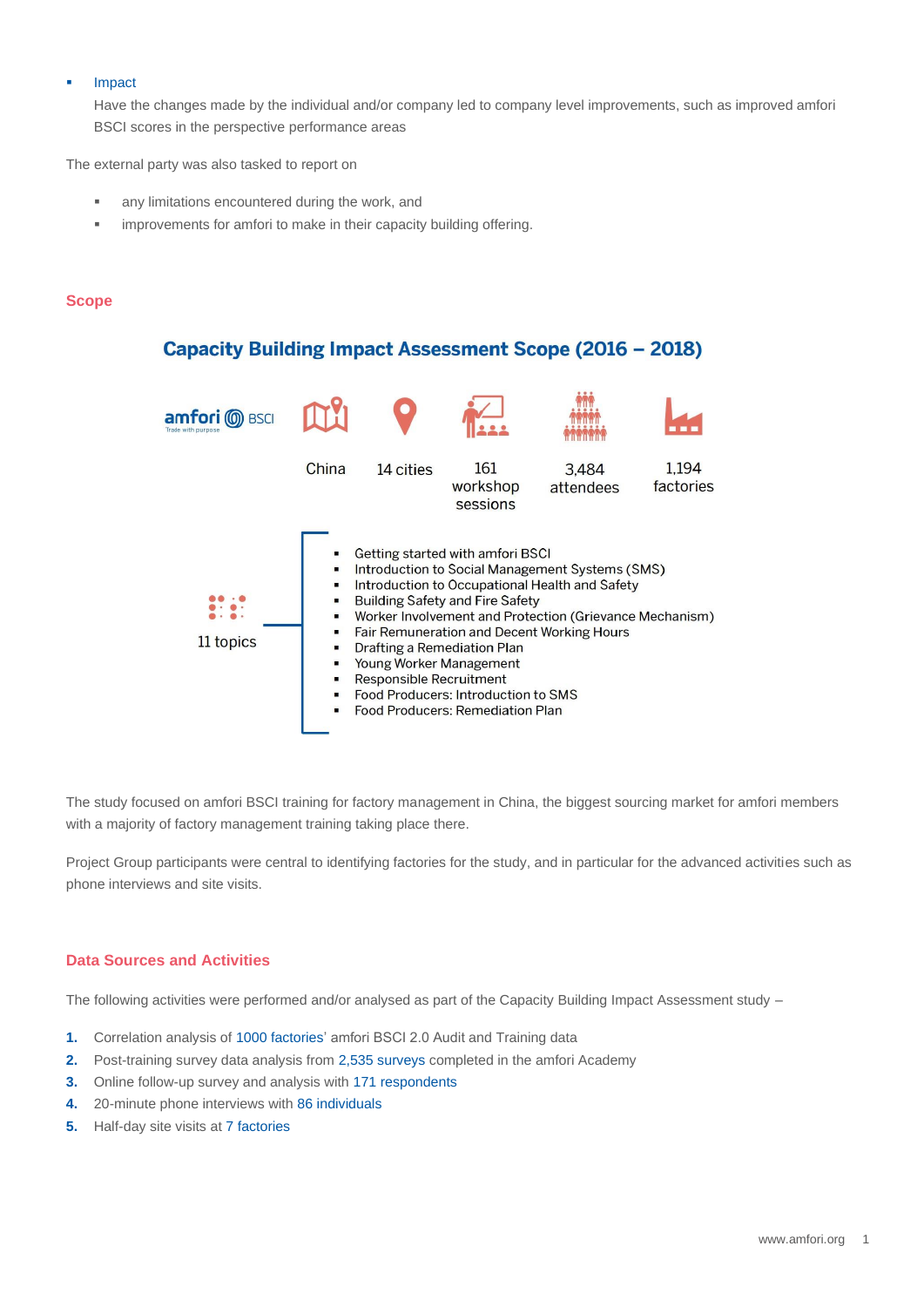- Impact

  Have the changes made by the individual and/or company led to company level improvements, such as improved amfori BSCI scores in the perspective performance areas

The external party was also tasked to report on

- any limitations encountered during the work, and
- improvements for amfori to make in their capacity building offering.

## Scope

### Capacity Building Impact Assessment Scope (2016 – 2018)

amfori BSCI

China | 14 cities | 161 workshop sessions | 3,484 attendees | 1,194 factories

11 topics

- Getting started with amfori BSCI
- Introduction to Social Management Systems (SMS)
- Introduction to Occupational Health and Safety
- Building Safety and Fire Safety
- Worker Involvement and Protection (Grievance Mechanism)
- Fair Remuneration and Decent Working Hours
- Drafting a Remediation Plan
- Young Worker Management
- Responsible Recruitment
- Food Producers: Introduction to SMS
- Food Producers: Remediation Plan

The study focused on amfori BSCI training for factory management in China, the biggest sourcing market for amfori members with a majority of factory management training taking place there.

Project Group participants were central to identifying factories for the study, and in particular for the advanced activities such as phone interviews and site visits.

## Data Sources and Activities

The following activities were performed and/or analysed as part of the Capacity Building Impact Assessment study –

1. Correlation analysis of 1000 factories' amfori BSCI 2.0 Audit and Training data
2. Post-training survey data analysis from 2,535 surveys completed in the amfori Academy
3. Online follow-up survey and analysis with 171 respondents
4. 20-minute phone interviews with 86 individuals
5. Half-day site visits at 7 factories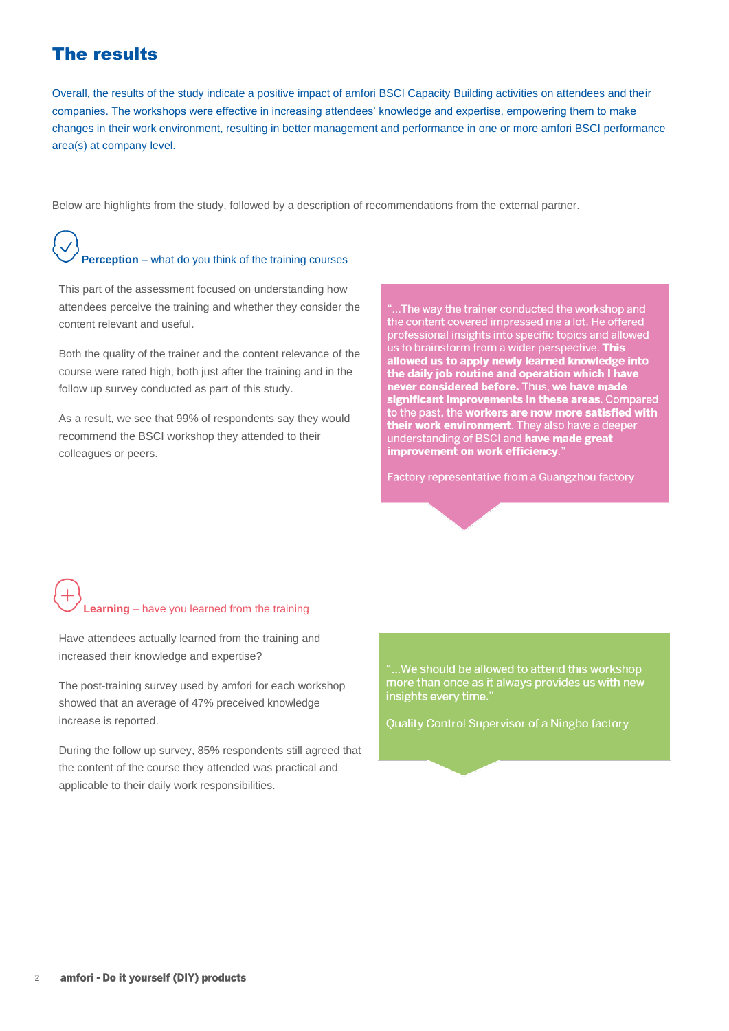# The results

Overall, the results of the study indicate a positive impact of amfori BSCI Capacity Building activities on attendees and their companies. The workshops were effective in increasing attendees' knowledge and expertise, empowering them to make changes in their work environment, resulting in better management and performance in one or more amfori BSCI performance area(s) at company level.

Below are highlights from the study, followed by a description of recommendations from the external partner.

## **Perception** – what do you think of the training courses

This part of the assessment focused on understanding how attendees perceive the training and whether they consider the content relevant and useful.

Both the quality of the trainer and the content relevance of the course were rated high, both just after the training and in the follow up survey conducted as part of this study.

As a result, we see that 99% of respondents say they would recommend the BSCI workshop they attended to their colleagues or peers.

> "...The way the trainer conducted the workshop and the content covered impressed me a lot. He offered professional insights into specific topics and allowed us to brainstorm from a wider perspective. **This allowed us to apply newly learned knowledge into the daily job routine and operation which I have never considered before.** Thus, **we have made significant improvements in these areas**. Compared to the past, the **workers are now more satisfied with their work environment**. They also have a deeper understanding of BSCI and **have made great improvement on work efficiency**."
>
> Factory representative from a Guangzhou factory

## **Learning** – have you learned from the training

Have attendees actually learned from the training and increased their knowledge and expertise?

The post-training survey used by amfori for each workshop showed that an average of 47% preceived knowledge increase is reported.

During the follow up survey, 85% respondents still agreed that the content of the course they attended was practical and applicable to their daily work responsibilities.

> "...We should be allowed to attend this workshop more than once as it always provides us with new insights every time."
>
> Quality Control Supervisor of a Ningbo factory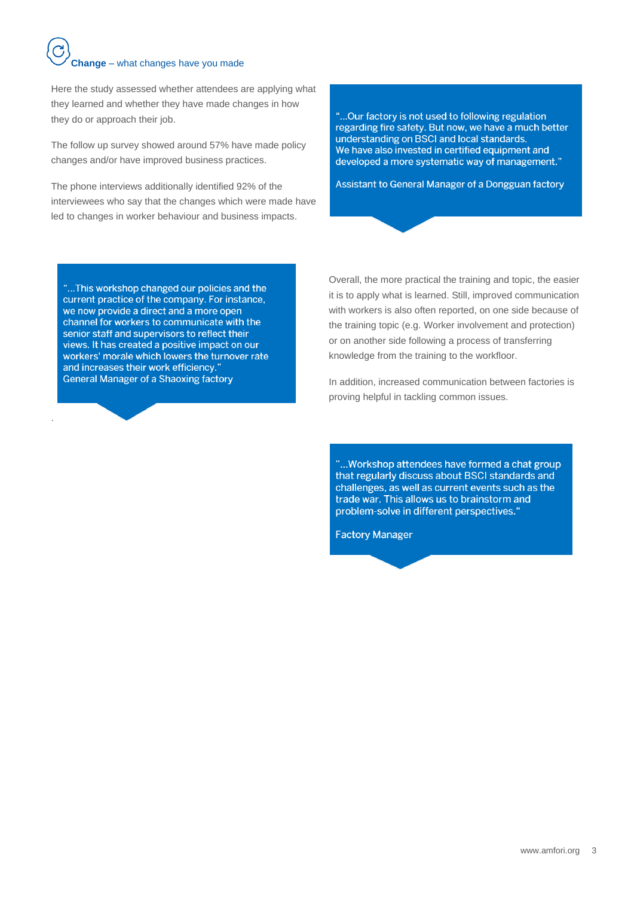## **Change** – what changes have you made

Here the study assessed whether attendees are applying what they learned and whether they have made changes in how they do or approach their job.

The follow up survey showed around 57% have made policy changes and/or have improved business practices.

The phone interviews additionally identified 92% of the interviewees who say that the changes which were made have led to changes in worker behaviour and business impacts.

> "...Our factory is not used to following regulation regarding fire safety. But now, we have a much better understanding on BSCI and local standards. We have also invested in certified equipment and developed a more systematic way of management."
>
> Assistant to General Manager of a Dongguan factory

> "...This workshop changed our policies and the current practice of the company. For instance, we now provide a direct and a more open channel for workers to communicate with the senior staff and supervisors to reflect their views. It has created a positive impact on our workers' morale which lowers the turnover rate and increases their work efficiency."
>
> General Manager of a Shaoxing factory

Overall, the more practical the training and topic, the easier it is to apply what is learned. Still, improved communication with workers is also often reported, on one side because of the training topic (e.g. Worker involvement and protection) or on another side following a process of transferring knowledge from the training to the workfloor.

In addition, increased communication between factories is proving helpful in tackling common issues.

> "...Workshop attendees have formed a chat group that regularly discuss about BSCI standards and challenges, as well as current events such as the trade war. This allows us to brainstorm and problem-solve in different perspectives."
>
> Factory Manager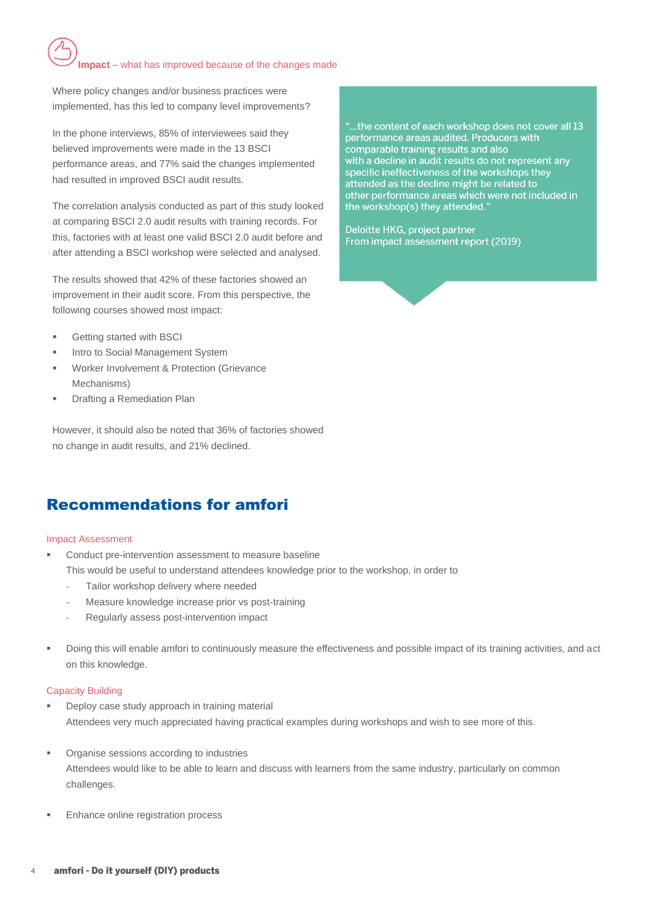**Impact** – what has improved because of the changes made

Where policy changes and/or business practices were implemented, has this led to company level improvements?

In the phone interviews, 85% of interviewees said they believed improvements were made in the 13 BSCI performance areas, and 77% said the changes implemented had resulted in improved BSCI audit results.

The correlation analysis conducted as part of this study looked at comparing BSCI 2.0 audit results with training records. For this, factories with at least one valid BSCI 2.0 audit before and after attending a BSCI workshop were selected and analysed.

The results showed that 42% of these factories showed an improvement in their audit score. From this perspective, the following courses showed most impact:

- Getting started with BSCI
- Intro to Social Management System
- Worker Involvement & Protection (Grievance Mechanisms)
- Drafting a Remediation Plan

However, it should also be noted that 36% of factories showed no change in audit results, and 21% declined.

> "...the content of each workshop does not cover all 13 performance areas audited. Producers with comparable training results and also with a decline in audit results do not represent any specific ineffectiveness of the workshops they attended as the decline might be related to other performance areas which were not included in the workshop(s) they attended."
>
> Deloitte HKG, project partner
> From impact assessment report (2019)

## Recommendations for amfori

### Impact Assessment

- Conduct pre-intervention assessment to measure baseline
  This would be useful to understand attendees knowledge prior to the workshop, in order to
  - Tailor workshop delivery where needed
  - Measure knowledge increase prior vs post-training
  - Regularly assess post-intervention impact

- Doing this will enable amfori to continuously measure the effectiveness and possible impact of its training activities, and act on this knowledge.

### Capacity Building

- Deploy case study approach in training material
  Attendees very much appreciated having practical examples during workshops and wish to see more of this.

- Organise sessions according to industries
  Attendees would like to be able to learn and discuss with learners from the same industry, particularly on common challenges.

- Enhance online registration process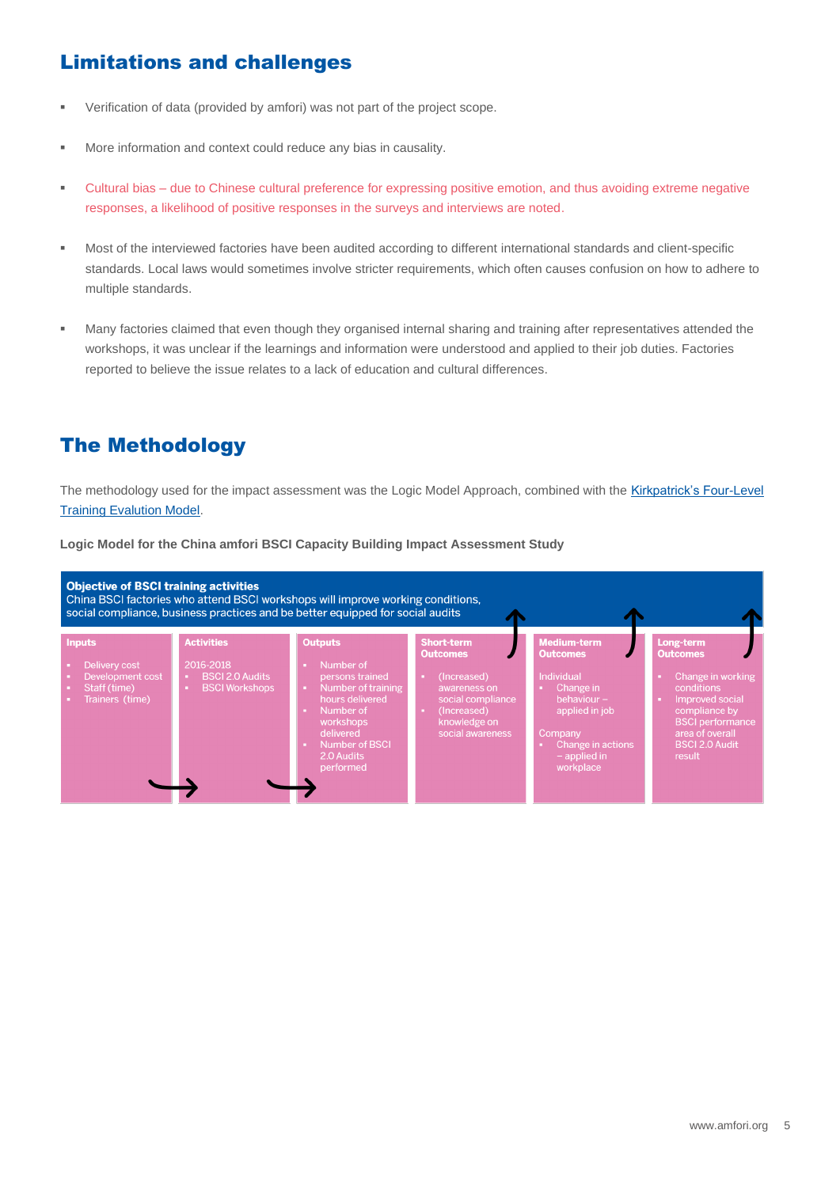## Limitations and challenges

- Verification of data (provided by amfori) was not part of the project scope.
- More information and context could reduce any bias in causality.
- Cultural bias – due to Chinese cultural preference for expressing positive emotion, and thus avoiding extreme negative responses, a likelihood of positive responses in the surveys and interviews are noted.
- Most of the interviewed factories have been audited according to different international standards and client-specific standards. Local laws would sometimes involve stricter requirements, which often causes confusion on how to adhere to multiple standards.
- Many factories claimed that even though they organised internal sharing and training after representatives attended the workshops, it was unclear if the learnings and information were understood and applied to their job duties. Factories reported to believe the issue relates to a lack of education and cultural differences.

## The Methodology

The methodology used for the impact assessment was the Logic Model Approach, combined with the Kirkpatrick's Four-Level Training Evalution Model.

**Logic Model for the China amfori BSCI Capacity Building Impact Assessment Study**

**Objective of BSCI training activities**
China BSCI factories who attend BSCI workshops will improve working conditions, social compliance, business practices and be better equipped for social audits

| Inputs | Activities | Outputs | Short-term Outcomes | Medium-term Outcomes | Long-term Outcomes |
|---|---|---|---|---|---|
| ▪ Delivery cost<br>▪ Development cost<br>▪ Staff (time)<br>▪ Trainers (time) | 2016-2018<br>▪ BSCI 2.0 Audits<br>▪ BSCI Workshops | ▪ Number of persons trained<br>▪ Number of training hours delivered<br>▪ Number of workshops delivered<br>▪ Number of BSCI 2.0 Audits performed | ▪ (Increased) awareness on social compliance<br>▪ (Increased) knowledge on social awareness | Individual<br>▪ Change in behaviour – applied in job<br><br>Company<br>▪ Change in actions – applied in workplace | ▪ Change in working conditions<br>▪ Improved social compliance by BSCI performance area of overall BSCI 2.0 Audit result |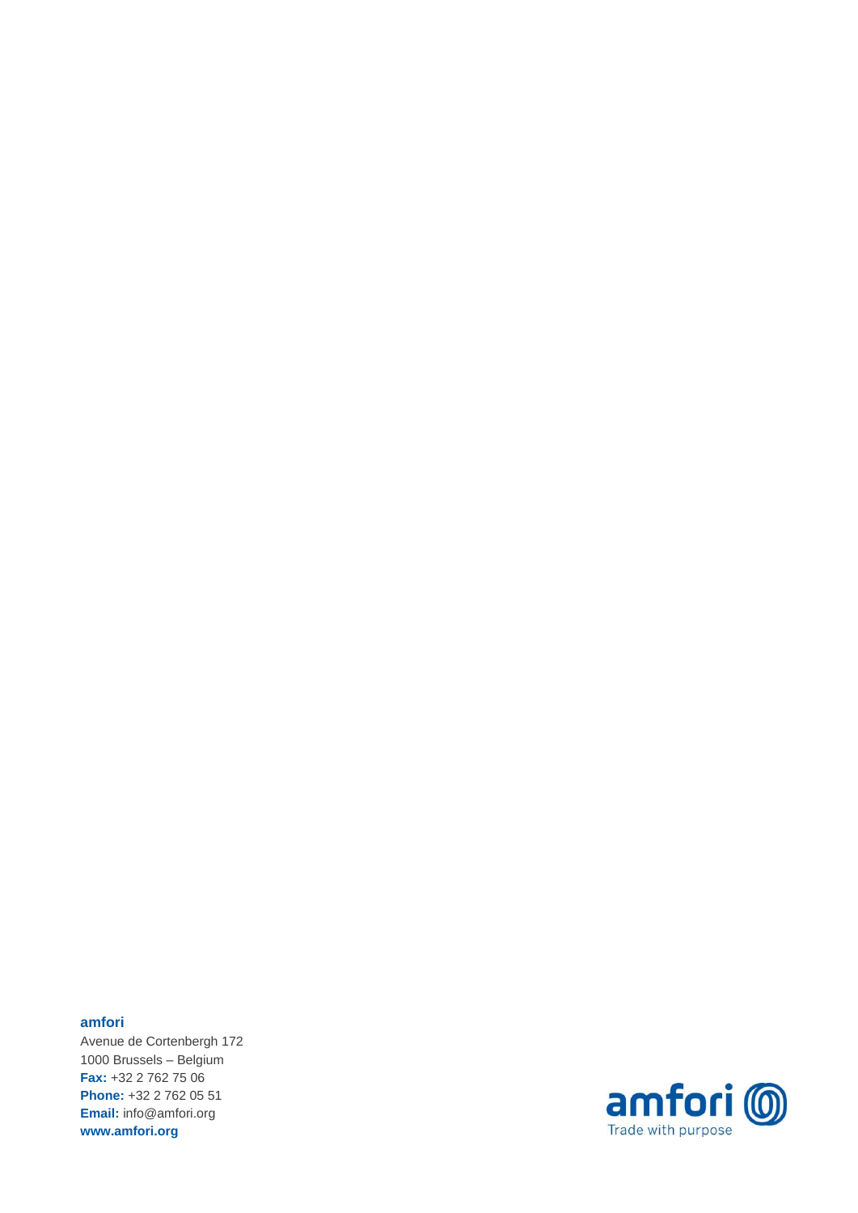**amfori**

Avenue de Cortenbergh 172
1000 Brussels – Belgium
**Fax:** +32 2 762 75 06
**Phone:** +32 2 762 05 51
**Email:** info@amfori.org
**www.amfori.org**

amfori
Trade with purpose